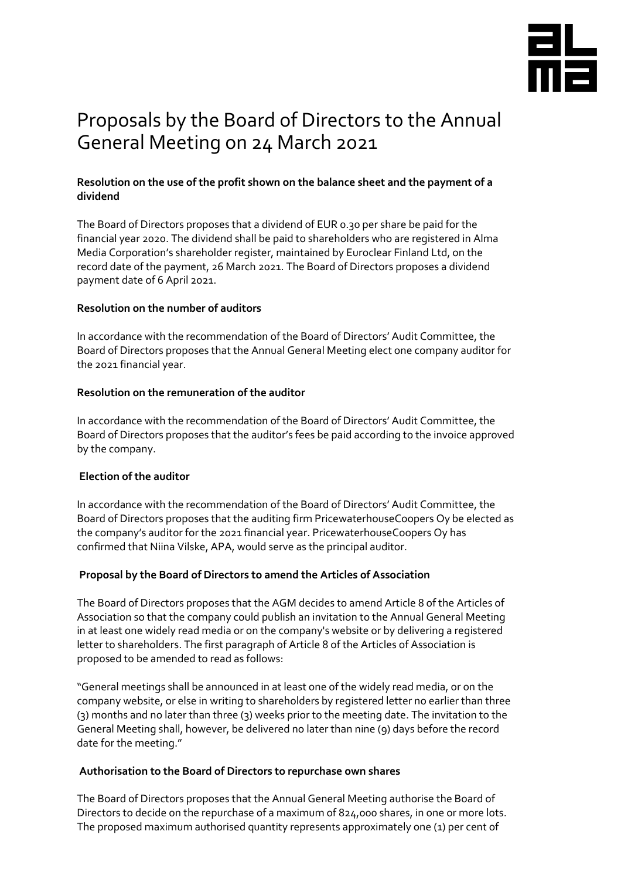# Proposals by the Board of Directors to the Annual General Meeting on 24 March 2021

**Resolution on the use of the profit shown on the balance sheet and the payment of a dividend**

The Board of Directors proposes that a dividend of EUR 0.30 per share be paid for the financial year 2020. The dividend shall be paid to shareholders who are registered in Alma Media Corporation's shareholder register, maintained by Euroclear Finland Ltd, on the record date of the payment, 26 March 2021. The Board of Directors proposes a dividend payment date of 6 April 2021.

**Resolution on the number of auditors**

In accordance with the recommendation of the Board of Directors' Audit Committee, the Board of Directors proposes that the Annual General Meeting elect one company auditor for the 2021 financial year.

**Resolution on the remuneration of the auditor**

In accordance with the recommendation of the Board of Directors' Audit Committee, the Board of Directors proposes that the auditor's fees be paid according to the invoice approved by the company.

**Election of the auditor**

In accordance with the recommendation of the Board of Directors' Audit Committee, the Board of Directors proposes that the auditing firm PricewaterhouseCoopers Oy be elected as the company's auditor for the 2021 financial year. PricewaterhouseCoopers Oy has confirmed that Niina Vilske, APA, would serve as the principal auditor.

**Proposal by the Board of Directors to amend the Articles of Association**

The Board of Directors proposes that the AGM decides to amend Article 8 of the Articles of Association so that the company could publish an invitation to the Annual General Meeting in at least one widely read media or on the company's website or by delivering a registered letter to shareholders. The first paragraph of Article 8 of the Articles of Association is proposed to be amended to read as follows:

"General meetings shall be announced in at least one of the widely read media, or on the company website, or else in writing to shareholders by registered letter no earlier than three (3) months and no later than three (3) weeks prior to the meeting date. The invitation to the General Meeting shall, however, be delivered no later than nine (9) days before the record date for the meeting."

**Authorisation to the Board of Directors to repurchase own shares**

The Board of Directors proposes that the Annual General Meeting authorise the Board of Directors to decide on the repurchase of a maximum of 824,000 shares, in one or more lots. The proposed maximum authorised quantity represents approximately one (1) per cent of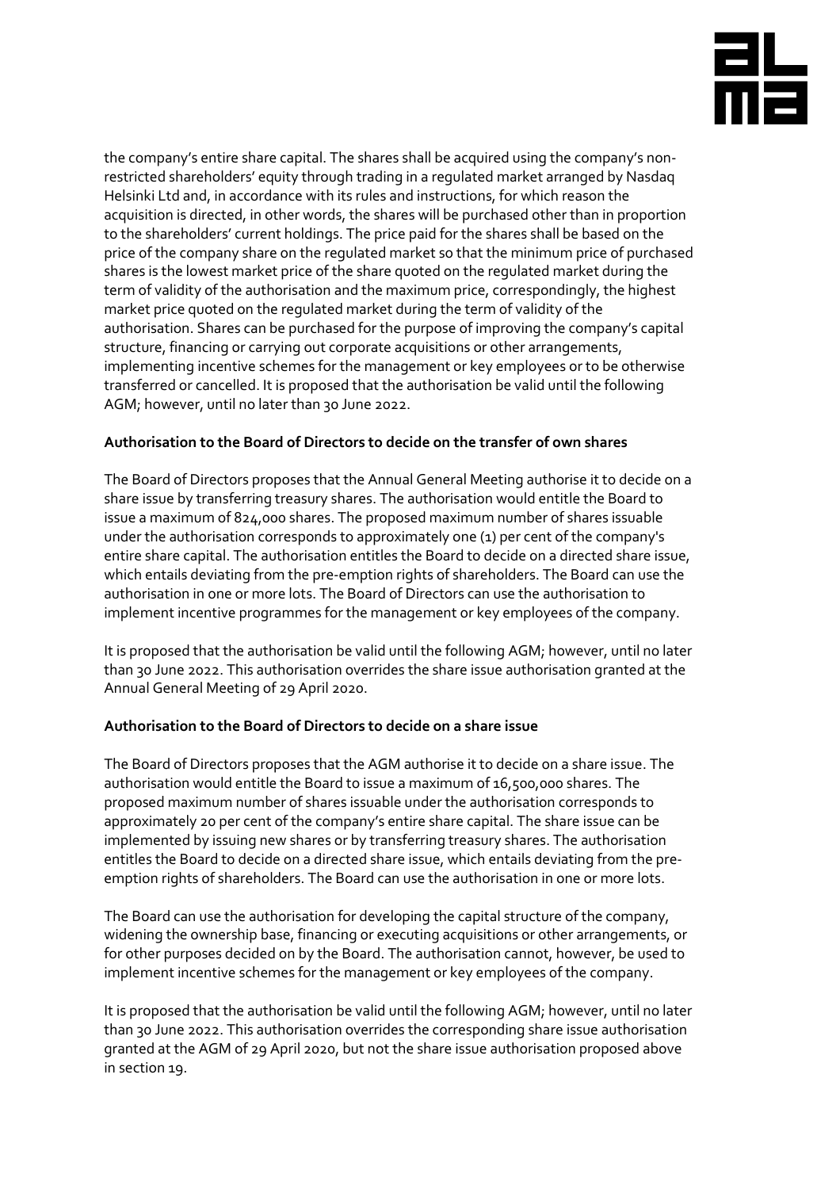the company's entire share capital. The shares shall be acquired using the company's non-restricted shareholders' equity through trading in a regulated market arranged by Nasdaq Helsinki Ltd and, in accordance with its rules and instructions, for which reason the acquisition is directed, in other words, the shares will be purchased other than in proportion to the shareholders' current holdings. The price paid for the shares shall be based on the price of the company share on the regulated market so that the minimum price of purchased shares is the lowest market price of the share quoted on the regulated market during the term of validity of the authorisation and the maximum price, correspondingly, the highest market price quoted on the regulated market during the term of validity of the authorisation. Shares can be purchased for the purpose of improving the company's capital structure, financing or carrying out corporate acquisitions or other arrangements, implementing incentive schemes for the management or key employees or to be otherwise transferred or cancelled. It is proposed that the authorisation be valid until the following AGM; however, until no later than 30 June 2022.

**Authorisation to the Board of Directors to decide on the transfer of own shares**

The Board of Directors proposes that the Annual General Meeting authorise it to decide on a share issue by transferring treasury shares. The authorisation would entitle the Board to issue a maximum of 824,000 shares. The proposed maximum number of shares issuable under the authorisation corresponds to approximately one (1) per cent of the company's entire share capital. The authorisation entitles the Board to decide on a directed share issue, which entails deviating from the pre-emption rights of shareholders. The Board can use the authorisation in one or more lots. The Board of Directors can use the authorisation to implement incentive programmes for the management or key employees of the company.

It is proposed that the authorisation be valid until the following AGM; however, until no later than 30 June 2022. This authorisation overrides the share issue authorisation granted at the Annual General Meeting of 29 April 2020.

**Authorisation to the Board of Directors to decide on a share issue**

The Board of Directors proposes that the AGM authorise it to decide on a share issue. The authorisation would entitle the Board to issue a maximum of 16,500,000 shares. The proposed maximum number of shares issuable under the authorisation corresponds to approximately 20 per cent of the company's entire share capital. The share issue can be implemented by issuing new shares or by transferring treasury shares. The authorisation entitles the Board to decide on a directed share issue, which entails deviating from the pre-emption rights of shareholders. The Board can use the authorisation in one or more lots.

The Board can use the authorisation for developing the capital structure of the company, widening the ownership base, financing or executing acquisitions or other arrangements, or for other purposes decided on by the Board. The authorisation cannot, however, be used to implement incentive schemes for the management or key employees of the company.

It is proposed that the authorisation be valid until the following AGM; however, until no later than 30 June 2022. This authorisation overrides the corresponding share issue authorisation granted at the AGM of 29 April 2020, but not the share issue authorisation proposed above in section 19.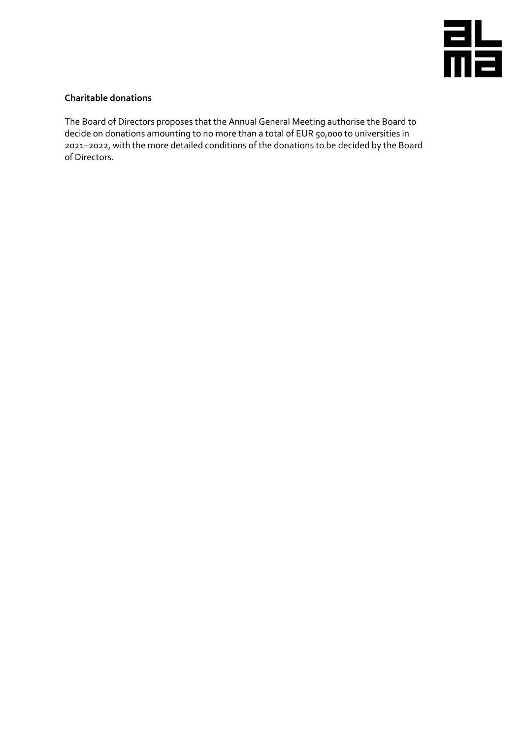**Charitable donations**

The Board of Directors proposes that the Annual General Meeting authorise the Board to decide on donations amounting to no more than a total of EUR 50,000 to universities in 2021–2022, with the more detailed conditions of the donations to be decided by the Board of Directors.